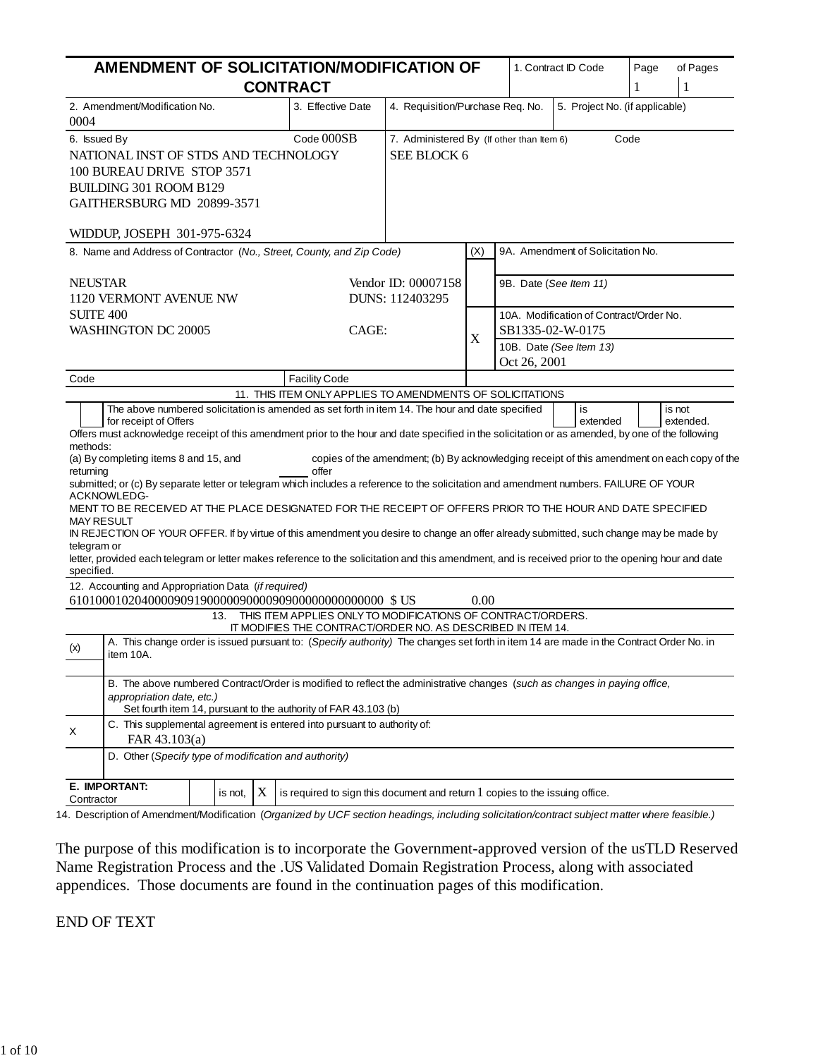# AMENDMENT OF SOLICITATION/MODIFICATION OF CONTRACT

| 1. Contract ID Code | Page | of Pages |
| --- | --- | --- |
| | 1 | 1 |

| 2. Amendment/Modification No. | 3. Effective Date | 4. Requisition/Purchase Req. No. | 5. Project No. (if applicable) |
| --- | --- | --- | --- |
| 0004 | | | |

**6. Issued By** Code 000SB

NATIONAL INST OF STDS AND TECHNOLOGY
100 BUREAU DRIVE STOP 3571
BUILDING 301 ROOM B129
GAITHERSBURG MD 20899-3571

WIDDUP, JOSEPH 301-975-6324

**7. Administered By** (If other than Item 6) Code

SEE BLOCK 6

**8. Name and Address of Contractor** (*No., Street, County, and Zip Code*)

NEUSTAR
1120 VERMONT AVENUE NW
SUITE 400
WASHINGTON DC 20005

Vendor ID: 00007158
DUNS: 112403295
CAGE:

| (X) | |
| --- | --- |
| | 9A. Amendment of Solicitation No. |
| | 9B. Date (*See Item 11*) |
| X | 10A. Modification of Contract/Order No. SB1335-02-W-0175 |
| | 10B. Date (*See Item 13*) Oct 26, 2001 |

| Code | Facility Code |
| --- | --- |
| | |

**11. THIS ITEM ONLY APPLIES TO AMENDMENTS OF SOLICITATIONS**

[ ] The above numbered solicitation is amended as set forth in item 14. The hour and date specified for receipt of Offers [ ] is extended [ ] is not extended.

Offers must acknowledge receipt of this amendment prior to the hour and date specified in the solicitation or as amended, by one of the following methods:
(a) By completing items 8 and 15, and returning ____ copies of the amendment; (b) By acknowledging receipt of this amendment on each copy of the offer submitted; or (c) By separate letter or telegram which includes a reference to the solicitation and amendment numbers. FAILURE OF YOUR ACKNOWLEDGMENT TO BE RECEIVED AT THE PLACE DESIGNATED FOR THE RECEIPT OF OFFERS PRIOR TO THE HOUR AND DATE SPECIFIED MAY RESULT IN REJECTION OF YOUR OFFER. If by virtue of this amendment you desire to change an offer already submitted, such change may be made by telegram or letter, provided each telegram or letter makes reference to the solicitation and this amendment, and is received prior to the opening hour and date specified.

**12. Accounting and Appropriation Data** (*if required*)

61010001020400009091900000900009090000000000000 $ US 0.00

**13. THIS ITEM APPLIES ONLY TO MODIFICATIONS OF CONTRACT/ORDERS. IT MODIFIES THE CONTRACT/ORDER NO. AS DESCRIBED IN ITEM 14.**

| (x) | |
| --- | --- |
| | A. This change order is issued pursuant to: (*Specify authority*) The changes set forth in item 14 are made in the Contract Order No. in item 10A. |
| | B. The above numbered Contract/Order is modified to reflect the administrative changes (*such as changes in paying office, appropriation date, etc.*) Set fourth item 14, pursuant to the authority of FAR 43.103 (b) |
| X | C. This supplemental agreement is entered into pursuant to authority of: FAR 43.103(a) |
| | D. Other (*Specify type of modification and authority*) |

**E. IMPORTANT:** Contractor [ ] is not, [X] is required to sign this document and return 1 copies to the issuing office.

**14. Description of Amendment/Modification** (*Organized by UCF section headings, including solicitation/contract subject matter where feasible.*)

The purpose of this modification is to incorporate the Government-approved version of the usTLD Reserved Name Registration Process and the .US Validated Domain Registration Process, along with associated appendices. Those documents are found in the continuation pages of this modification.

END OF TEXT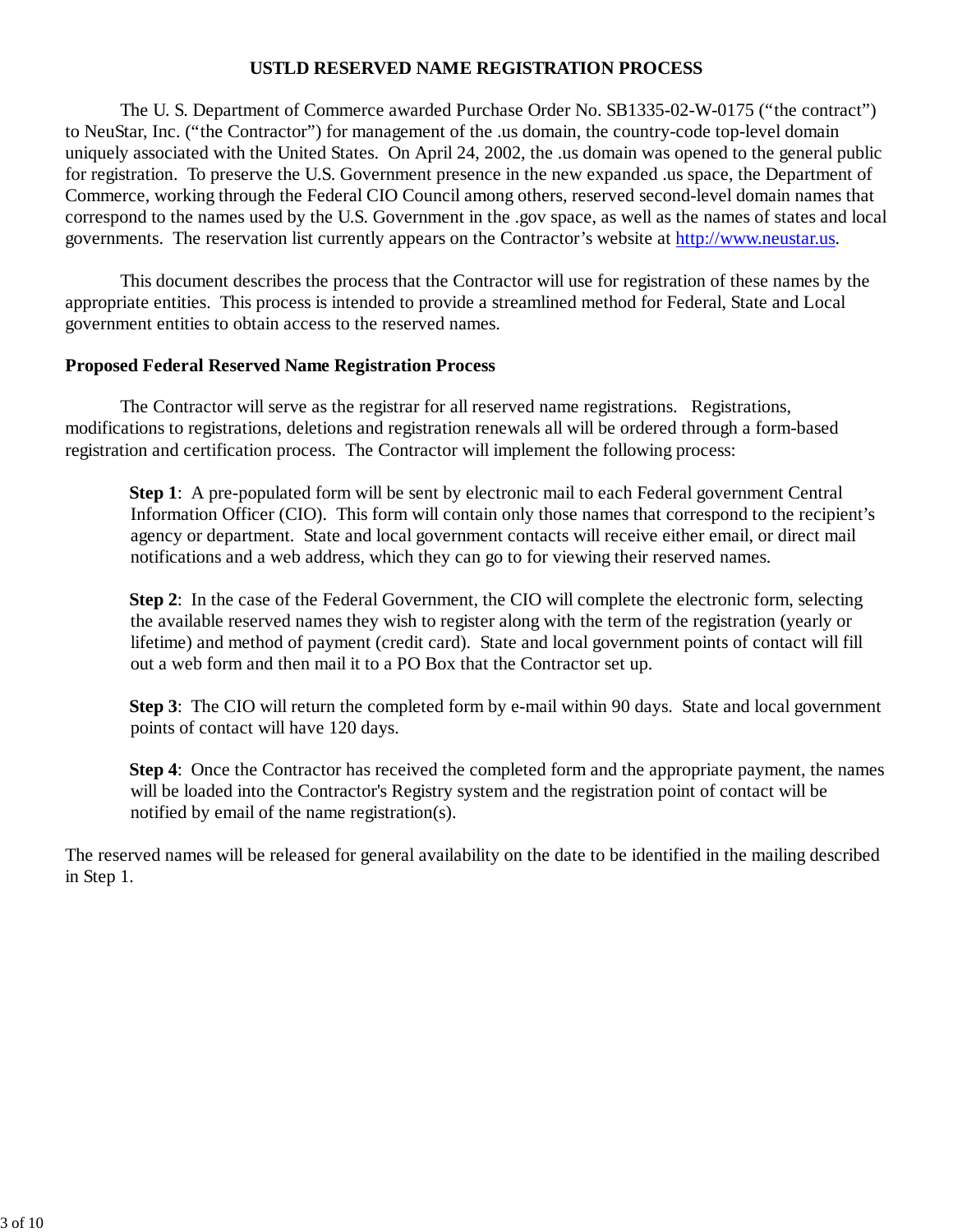# USTLD RESERVED NAME REGISTRATION PROCESS

The U. S. Department of Commerce awarded Purchase Order No. SB1335-02-W-0175 ("the contract") to NeuStar, Inc. ("the Contractor") for management of the .us domain, the country-code top-level domain uniquely associated with the United States. On April 24, 2002, the .us domain was opened to the general public for registration. To preserve the U.S. Government presence in the new expanded .us space, the Department of Commerce, working through the Federal CIO Council among others, reserved second-level domain names that correspond to the names used by the U.S. Government in the .gov space, as well as the names of states and local governments. The reservation list currently appears on the Contractor's website at [http://www.neustar.us](http://www.neustar.us).

This document describes the process that the Contractor will use for registration of these names by the appropriate entities. This process is intended to provide a streamlined method for Federal, State and Local government entities to obtain access to the reserved names.

## Proposed Federal Reserved Name Registration Process

The Contractor will serve as the registrar for all reserved name registrations. Registrations, modifications to registrations, deletions and registration renewals all will be ordered through a form-based registration and certification process. The Contractor will implement the following process:

**Step 1**: A pre-populated form will be sent by electronic mail to each Federal government Central Information Officer (CIO). This form will contain only those names that correspond to the recipient's agency or department. State and local government contacts will receive either email, or direct mail notifications and a web address, which they can go to for viewing their reserved names.

**Step 2**: In the case of the Federal Government, the CIO will complete the electronic form, selecting the available reserved names they wish to register along with the term of the registration (yearly or lifetime) and method of payment (credit card). State and local government points of contact will fill out a web form and then mail it to a PO Box that the Contractor set up.

**Step 3**: The CIO will return the completed form by e-mail within 90 days. State and local government points of contact will have 120 days.

**Step 4**: Once the Contractor has received the completed form and the appropriate payment, the names will be loaded into the Contractor's Registry system and the registration point of contact will be notified by email of the name registration(s).

The reserved names will be released for general availability on the date to be identified in the mailing described in Step 1.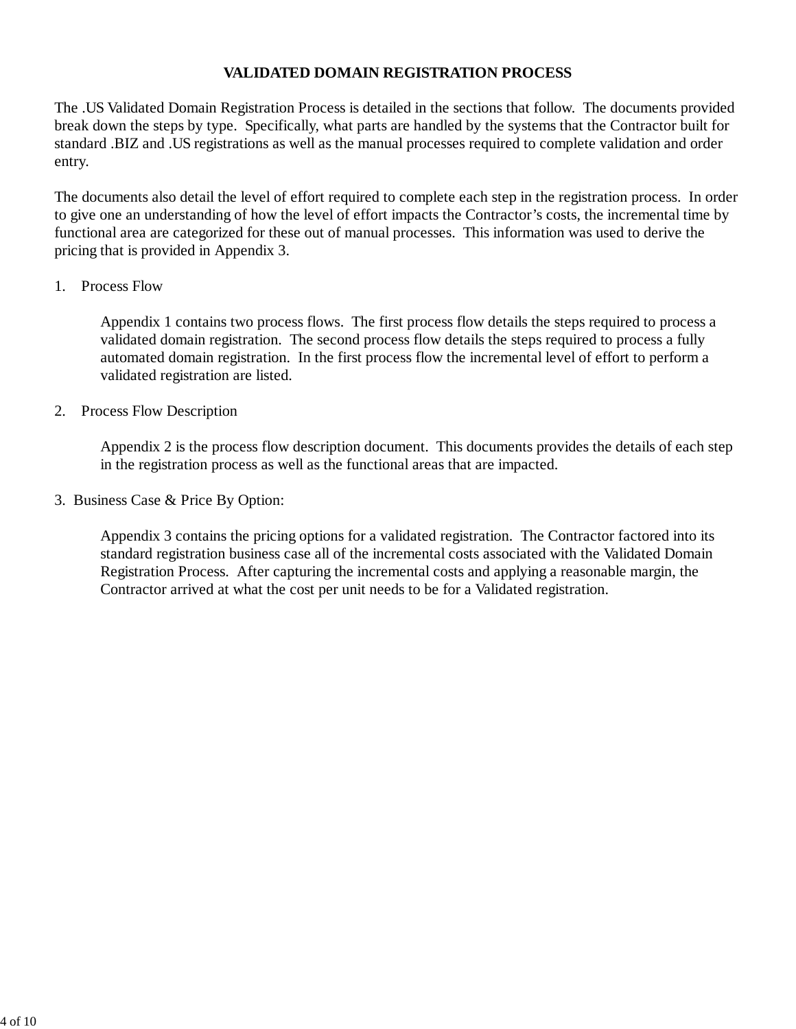# VALIDATED DOMAIN REGISTRATION PROCESS

The .US Validated Domain Registration Process is detailed in the sections that follow. The documents provided break down the steps by type. Specifically, what parts are handled by the systems that the Contractor built for standard .BIZ and .US registrations as well as the manual processes required to complete validation and order entry.

The documents also detail the level of effort required to complete each step in the registration process. In order to give one an understanding of how the level of effort impacts the Contractor's costs, the incremental time by functional area are categorized for these out of manual processes. This information was used to derive the pricing that is provided in Appendix 3.

1. Process Flow

   Appendix 1 contains two process flows. The first process flow details the steps required to process a validated domain registration. The second process flow details the steps required to process a fully automated domain registration. In the first process flow the incremental level of effort to perform a validated registration are listed.

2. Process Flow Description

   Appendix 2 is the process flow description document. This documents provides the details of each step in the registration process as well as the functional areas that are impacted.

3. Business Case & Price By Option:

   Appendix 3 contains the pricing options for a validated registration. The Contractor factored into its standard registration business case all of the incremental costs associated with the Validated Domain Registration Process. After capturing the incremental costs and applying a reasonable margin, the Contractor arrived at what the cost per unit needs to be for a Validated registration.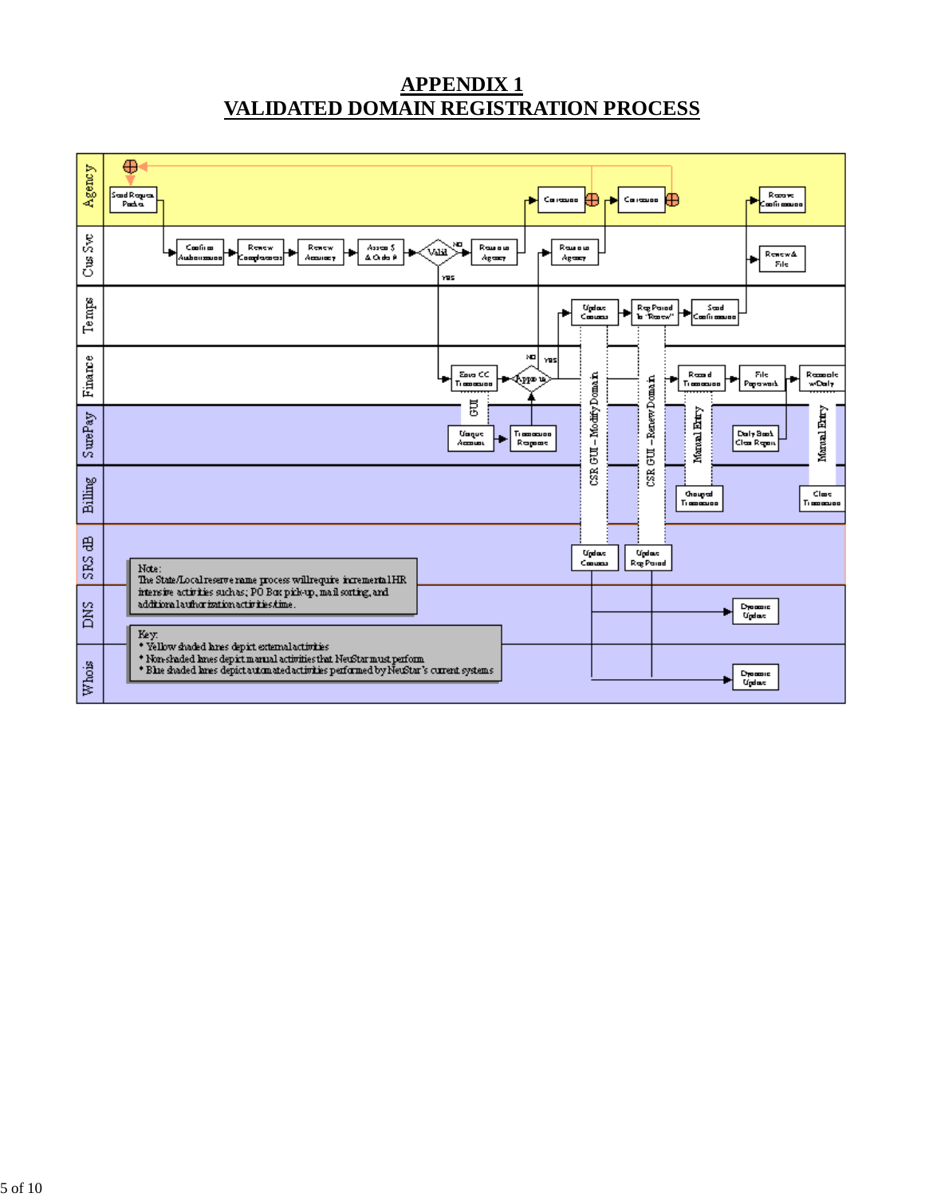# APPENDIX 1
# VALIDATED DOMAIN REGISTRATION PROCESS

Agency

Cus Svc

Temps

Finance

SurePay

Billing

SRS dB

DNS

Whois

Send Request Packet

Confirm Authorization

Review Completeness

Review Accuracy

Assess $ & Order #

Valid

NO

YES

Return to Agency

Correction

Return to Agency

Correction

Receive Confirmation

Review & File

Update Contacts

Reg Period to "Renew"

Send Confirmation

Enter CC Transaction

Approve

NO

YES

Record Transaction

File Paperwork

Reconcile w/Daily

GUI

Unique Account

Transaction Response

CSR GUI – Modify Domain

CSR GUI – Renew Domain

Manual Entry

Daily Batch Close Report

Manual Entry

Charged Transaction

Close Transaction

Update Contacts

Update Reg Period

Dynamic Update

Dynamic Update

Note:
The State/Local reserve name process will require incremental HR intensive activities such as; PO Box pick-up, mail sorting, and additional authorization activities/time.

Key:
- Yellow shaded lanes depict external activities
- Non-shaded lanes depict manual activities that NeuStar must perform
- Blue shaded lanes depict automated activities performed by NeuStar's current systems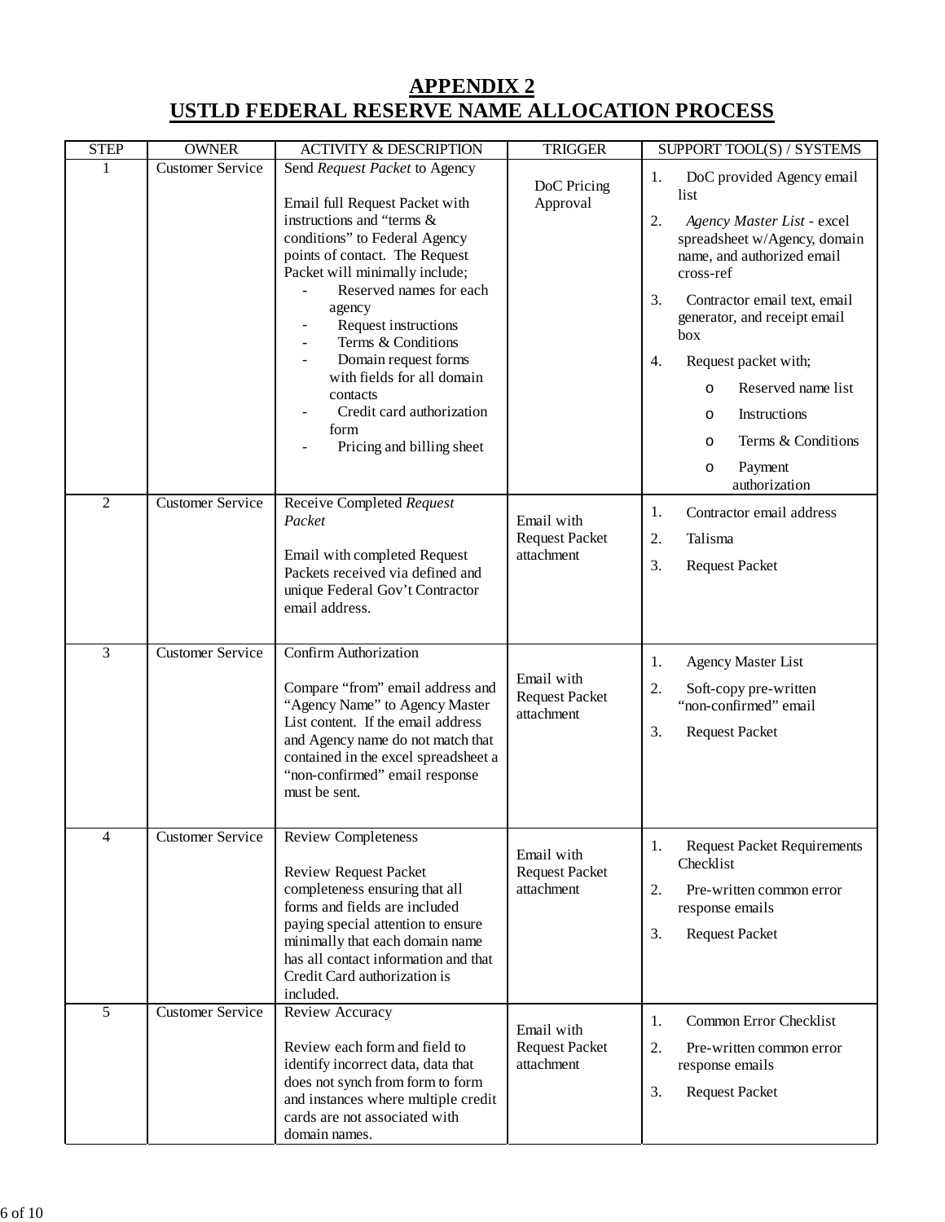# APPENDIX 2
# USTLD FEDERAL RESERVE NAME ALLOCATION PROCESS

| STEP | OWNER | ACTIVITY & DESCRIPTION | TRIGGER | SUPPORT TOOL(S) / SYSTEMS |
|---|---|---|---|---|
| 1 | Customer Service | Send *Request Packet* to Agency<br><br>Email full Request Packet with instructions and "terms & conditions" to Federal Agency points of contact. The Request Packet will minimally include;<br>- Reserved names for each agency<br>- Request instructions<br>- Terms & Conditions<br>- Domain request forms with fields for all domain contacts<br>- Credit card authorization form<br>- Pricing and billing sheet | DoC Pricing Approval | 1. DoC provided Agency email list<br>2. *Agency Master List* - excel spreadsheet w/Agency, domain name, and authorized email cross-ref<br>3. Contractor email text, email generator, and receipt email box<br>4. Request packet with;<br>o Reserved name list<br>o Instructions<br>o Terms & Conditions<br>o Payment authorization |
| 2 | Customer Service | Receive Completed *Request Packet*<br><br>Email with completed Request Packets received via defined and unique Federal Gov't Contractor email address. | Email with Request Packet attachment | 1. Contractor email address<br>2. Talisma<br>3. Request Packet |
| 3 | Customer Service | Confirm Authorization<br><br>Compare "from" email address and "Agency Name" to Agency Master List content. If the email address and Agency name do not match that contained in the excel spreadsheet a "non-confirmed" email response must be sent. | Email with Request Packet attachment | 1. Agency Master List<br>2. Soft-copy pre-written "non-confirmed" email<br>3. Request Packet |
| 4 | Customer Service | Review Completeness<br><br>Review Request Packet completeness ensuring that all forms and fields are included paying special attention to ensure minimally that each domain name has all contact information and that Credit Card authorization is included. | Email with Request Packet attachment | 1. Request Packet Requirements Checklist<br>2. Pre-written common error response emails<br>3. Request Packet |
| 5 | Customer Service | Review Accuracy<br><br>Review each form and field to identify incorrect data, data that does not synch from form to form and instances where multiple credit cards are not associated with domain names. | Email with Request Packet attachment | 1. Common Error Checklist<br>2. Pre-written common error response emails<br>3. Request Packet |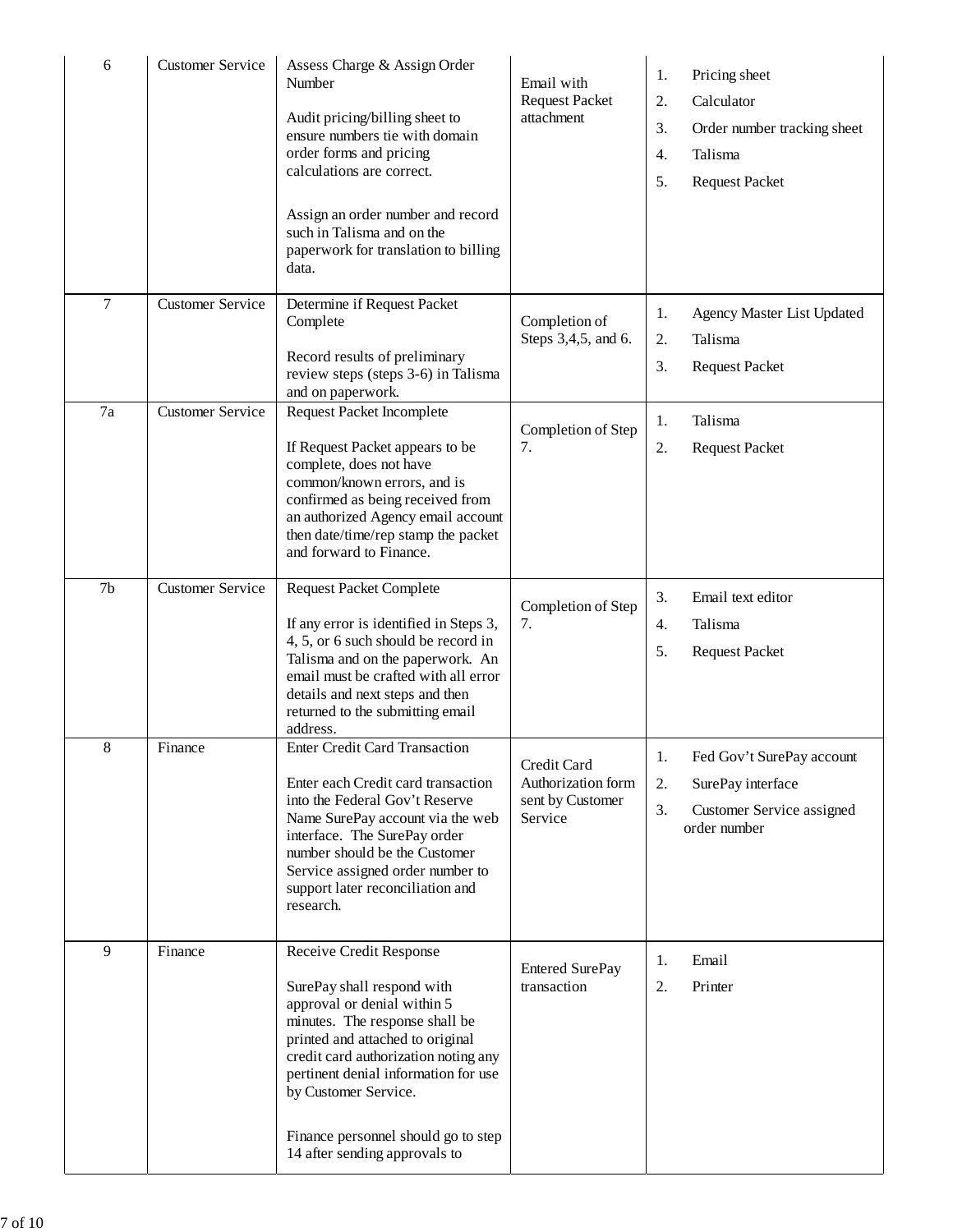| 6 | Customer Service | Assess Charge & Assign Order Number<br><br>Audit pricing/billing sheet to ensure numbers tie with domain order forms and pricing calculations are correct.<br><br>Assign an order number and record such in Talisma and on the paperwork for translation to billing data. | Email with Request Packet attachment | 1. Pricing sheet<br>2. Calculator<br>3. Order number tracking sheet<br>4. Talisma<br>5. Request Packet |
|---|---|---|---|---|
| 7 | Customer Service | Determine if Request Packet Complete<br><br>Record results of preliminary review steps (steps 3-6) in Talisma and on paperwork. | Completion of Steps 3,4,5, and 6. | 1. Agency Master List Updated<br>2. Talisma<br>3. Request Packet |
| 7a | Customer Service | Request Packet Incomplete<br><br>If Request Packet appears to be complete, does not have common/known errors, and is confirmed as being received from an authorized Agency email account then date/time/rep stamp the packet and forward to Finance. | Completion of Step 7. | 1. Talisma<br>2. Request Packet |
| 7b | Customer Service | Request Packet Complete<br><br>If any error is identified in Steps 3, 4, 5, or 6 such should be record in Talisma and on the paperwork. An email must be crafted with all error details and next steps and then returned to the submitting email address. | Completion of Step 7. | 3. Email text editor<br>4. Talisma<br>5. Request Packet |
| 8 | Finance | Enter Credit Card Transaction<br><br>Enter each Credit card transaction into the Federal Gov't Reserve Name SurePay account via the web interface. The SurePay order number should be the Customer Service assigned order number to support later reconciliation and research. | Credit Card Authorization form sent by Customer Service | 1. Fed Gov't SurePay account<br>2. SurePay interface<br>3. Customer Service assigned order number |
| 9 | Finance | Receive Credit Response<br><br>SurePay shall respond with approval or denial within 5 minutes. The response shall be printed and attached to original credit card authorization noting any pertinent denial information for use by Customer Service.<br><br>Finance personnel should go to step 14 after sending approvals to | Entered SurePay transaction | 1. Email<br>2. Printer |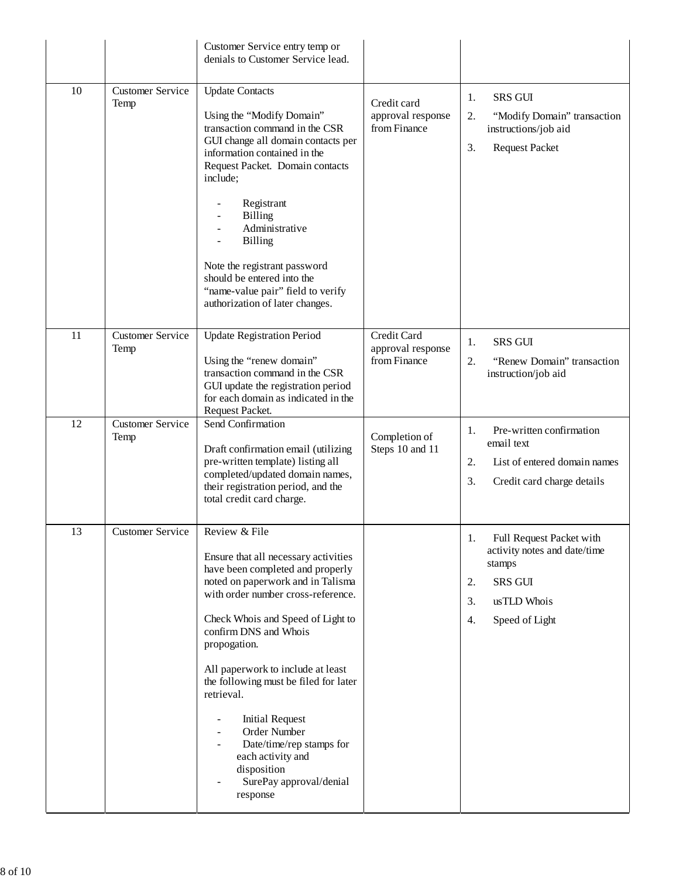| | | Customer Service entry temp or denials to Customer Service lead. | | |
|---|---|---|---|---|
| 10 | Customer Service Temp | Update Contacts<br><br>Using the "Modify Domain" transaction command in the CSR GUI change all domain contacts per information contained in the Request Packet. Domain contacts include;<br><br>- Registrant<br>- Billing<br>- Administrative<br>- Billing<br><br>Note the registrant password should be entered into the "name-value pair" field to verify authorization of later changes. | Credit card approval response from Finance | 1. SRS GUI<br>2. "Modify Domain" transaction instructions/job aid<br>3. Request Packet |
| 11 | Customer Service Temp | Update Registration Period<br><br>Using the "renew domain" transaction command in the CSR GUI update the registration period for each domain as indicated in the Request Packet. | Credit Card approval response from Finance | 1. SRS GUI<br>2. "Renew Domain" transaction instruction/job aid |
| 12 | Customer Service Temp | Send Confirmation<br><br>Draft confirmation email (utilizing pre-written template) listing all completed/updated domain names, their registration period, and the total credit card charge. | Completion of Steps 10 and 11 | 1. Pre-written confirmation email text<br>2. List of entered domain names<br>3. Credit card charge details |
| 13 | Customer Service | Review & File<br><br>Ensure that all necessary activities have been completed and properly noted on paperwork and in Talisma with order number cross-reference.<br><br>Check Whois and Speed of Light to confirm DNS and Whois propogation.<br><br>All paperwork to include at least the following must be filed for later retrieval.<br><br>- Initial Request<br>- Order Number<br>- Date/time/rep stamps for each activity and disposition<br>- SurePay approval/denial response | | 1. Full Request Packet with activity notes and date/time stamps<br>2. SRS GUI<br>3. usTLD Whois<br>4. Speed of Light |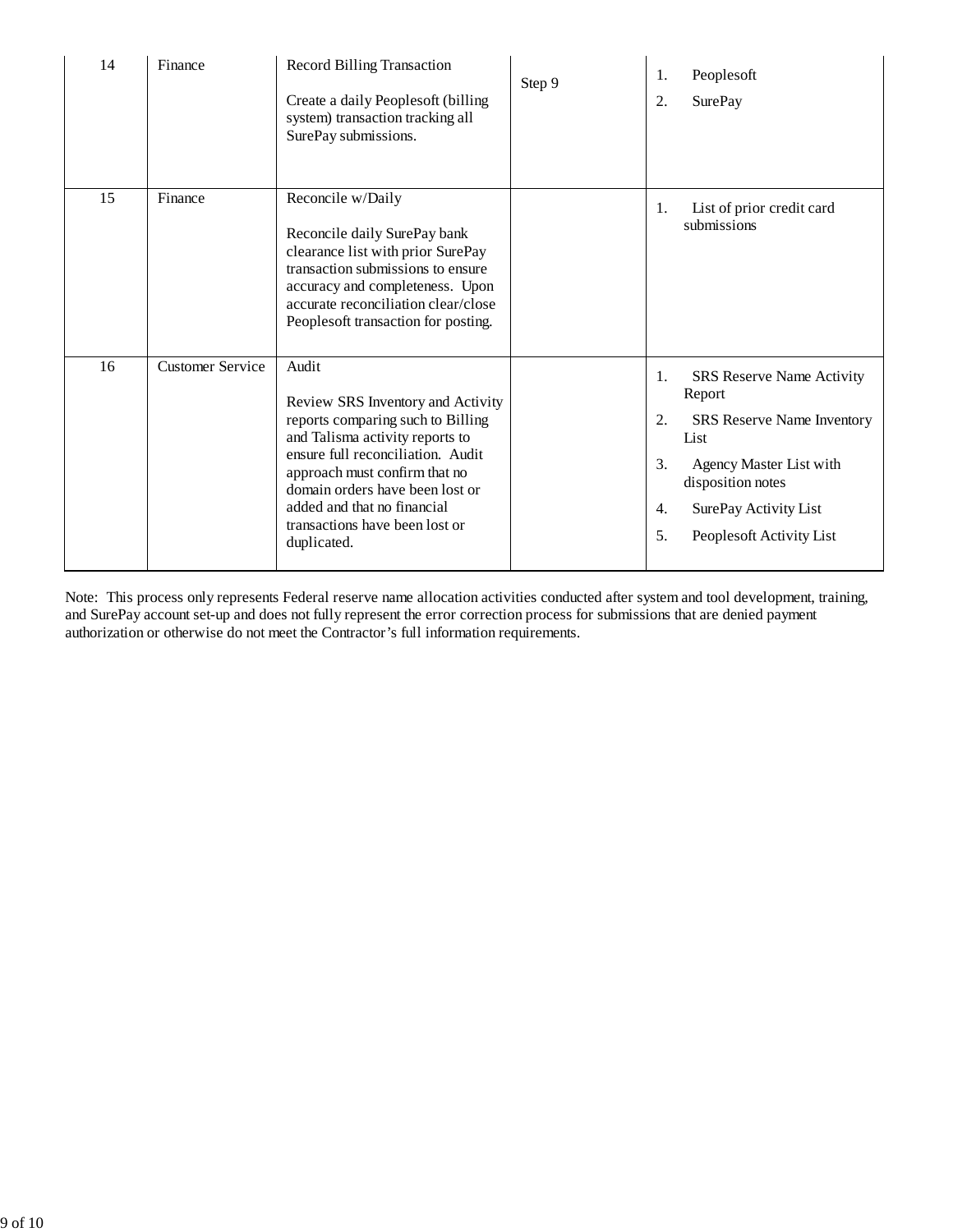| 14 | Finance | Record Billing Transaction<br><br>Create a daily Peoplesoft (billing system) transaction tracking all SurePay submissions. | Step 9 | 1. Peoplesoft<br>2. SurePay |
|---|---|---|---|---|
| 15 | Finance | Reconcile w/Daily<br><br>Reconcile daily SurePay bank clearance list with prior SurePay transaction submissions to ensure accuracy and completeness. Upon accurate reconciliation clear/close Peoplesoft transaction for posting. | | 1. List of prior credit card submissions |
| 16 | Customer Service | Audit<br><br>Review SRS Inventory and Activity reports comparing such to Billing and Talisma activity reports to ensure full reconciliation. Audit approach must confirm that no domain orders have been lost or added and that no financial transactions have been lost or duplicated. | | 1. SRS Reserve Name Activity Report<br>2. SRS Reserve Name Inventory List<br>3. Agency Master List with disposition notes<br>4. SurePay Activity List<br>5. Peoplesoft Activity List |

Note: This process only represents Federal reserve name allocation activities conducted after system and tool development, training, and SurePay account set-up and does not fully represent the error correction process for submissions that are denied payment authorization or otherwise do not meet the Contractor's full information requirements.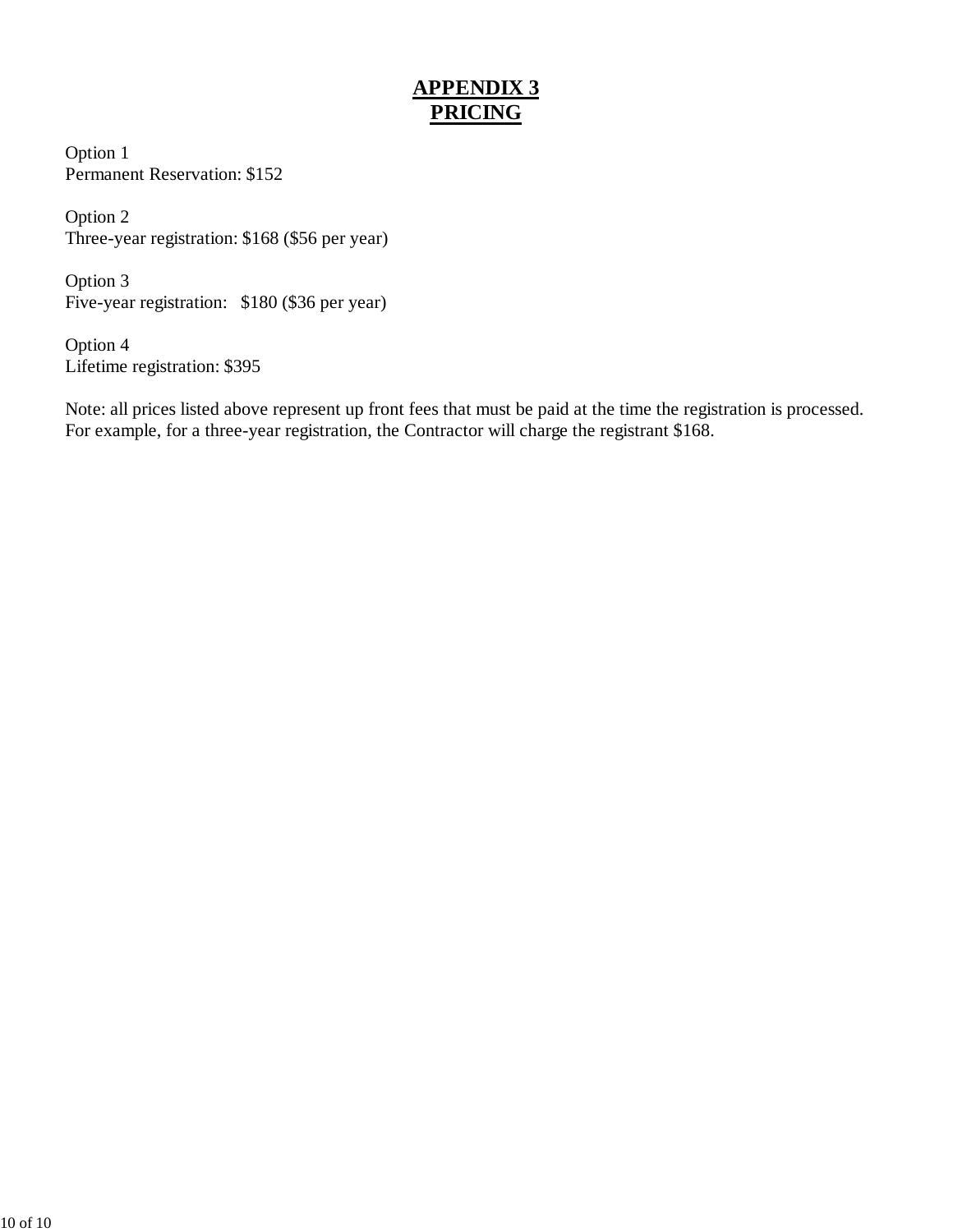# APPENDIX 3
# PRICING

Option 1
Permanent Reservation: $152

Option 2
Three-year registration: $168 ($56 per year)

Option 3
Five-year registration: $180 ($36 per year)

Option 4
Lifetime registration: $395

Note: all prices listed above represent up front fees that must be paid at the time the registration is processed. For example, for a three-year registration, the Contractor will charge the registrant $168.